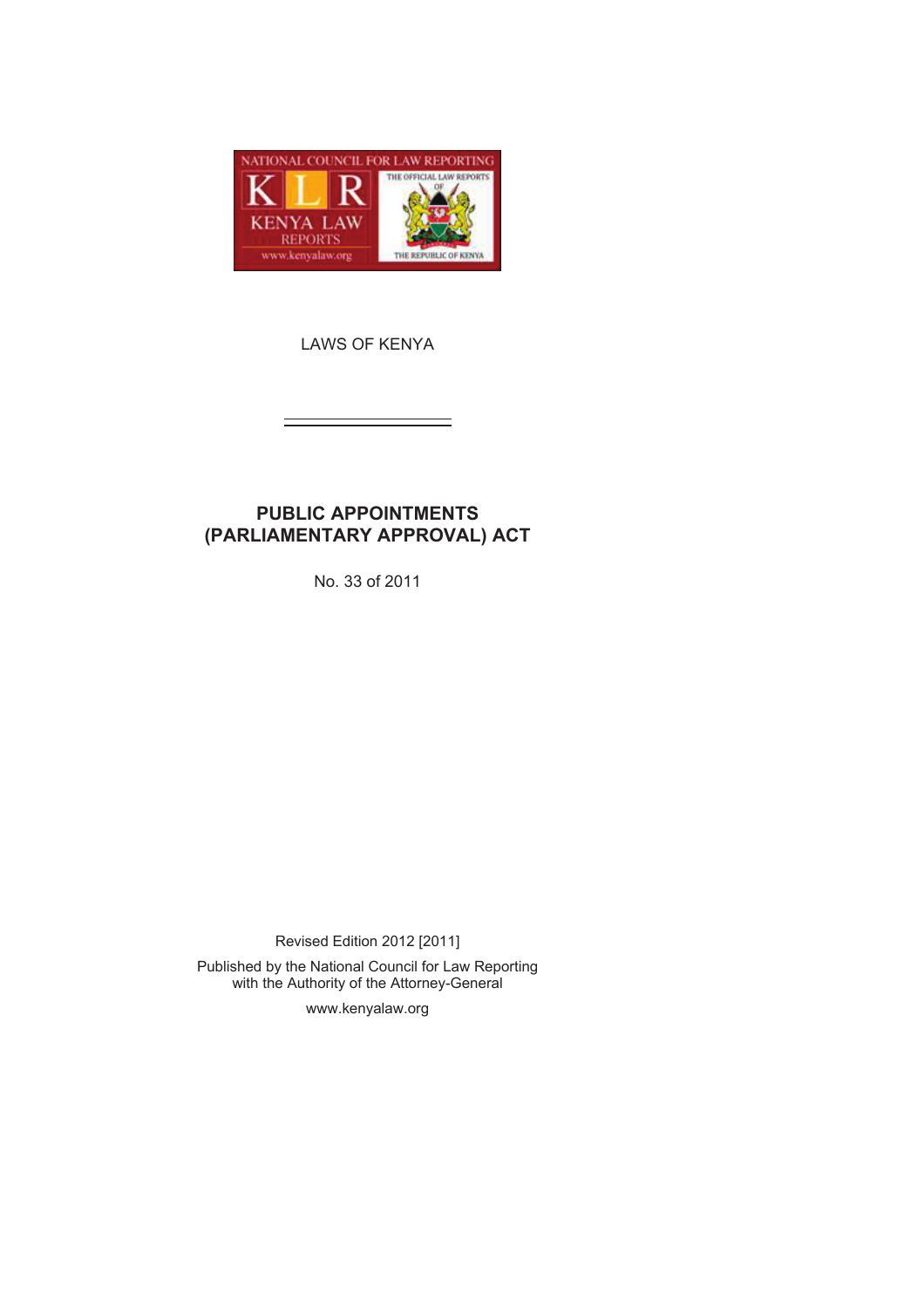LAWS OF KENYA

# PUBLIC APPOINTMENTS (PARLIAMENTARY APPROVAL) ACT

No. 33 of 2011

Revised Edition 2012 [2011]

Published by the National Council for Law Reporting
with the Authority of the Attorney-General

www.kenyalaw.org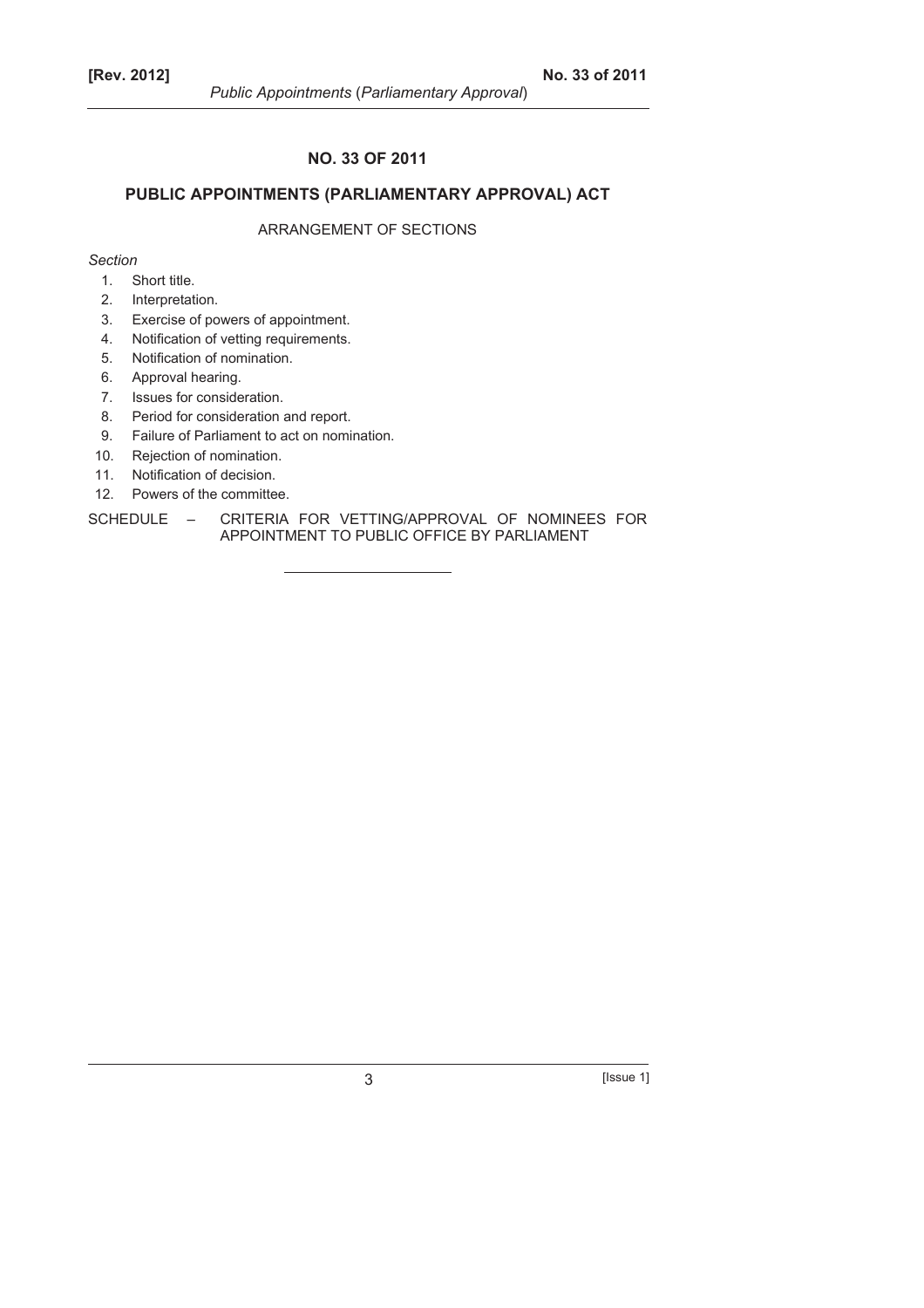# NO. 33 OF 2011

## PUBLIC APPOINTMENTS (PARLIAMENTARY APPROVAL) ACT

ARRANGEMENT OF SECTIONS

*Section*

1. Short title.
2. Interpretation.
3. Exercise of powers of appointment.
4. Notification of vetting requirements.
5. Notification of nomination.
6. Approval hearing.
7. Issues for consideration.
8. Period for consideration and report.
9. Failure of Parliament to act on nomination.
10. Rejection of nomination.
11. Notification of decision.
12. Powers of the committee.

SCHEDULE – CRITERIA FOR VETTING/APPROVAL OF NOMINEES FOR APPOINTMENT TO PUBLIC OFFICE BY PARLIAMENT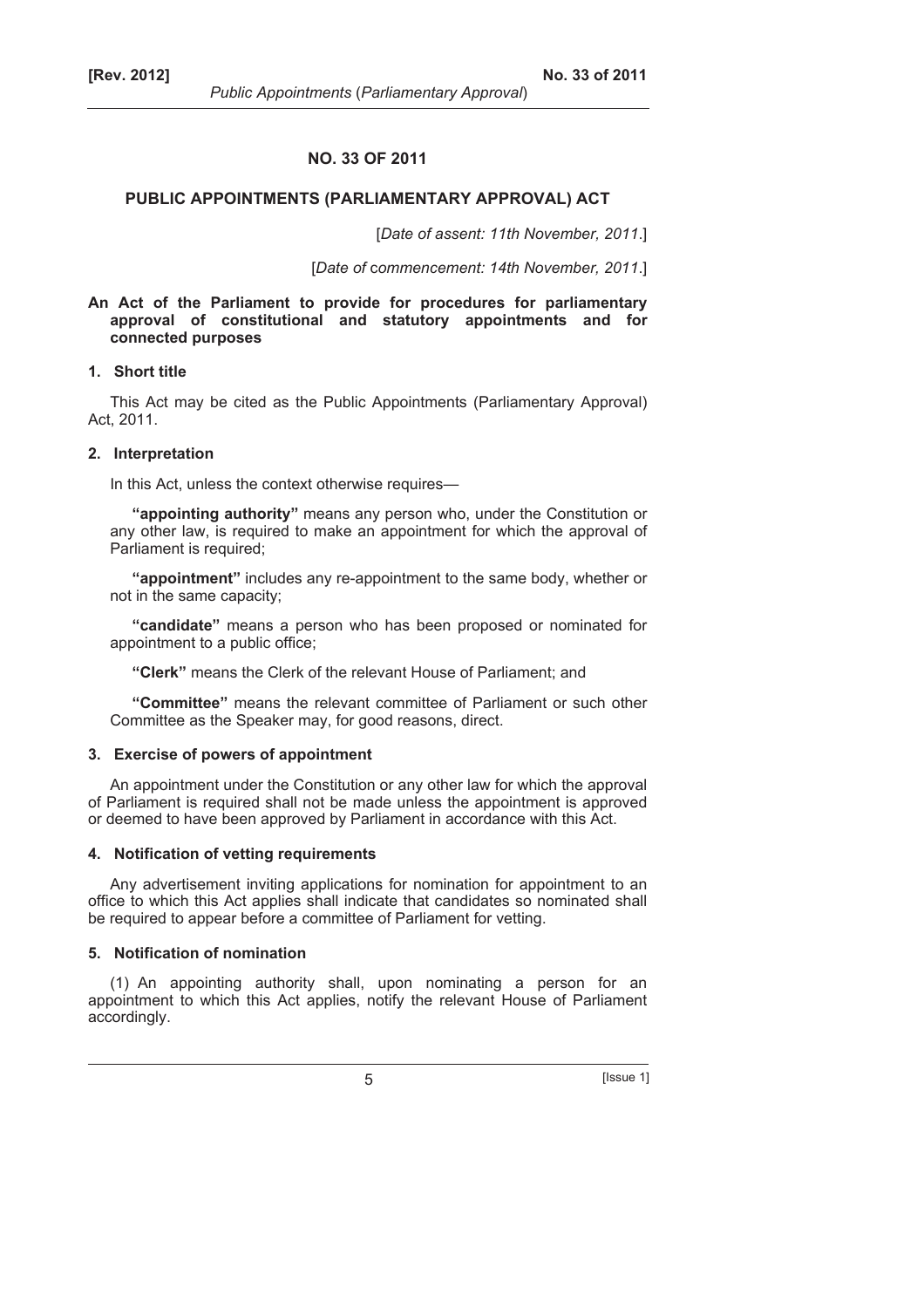# NO. 33 OF 2011

## PUBLIC APPOINTMENTS (PARLIAMENTARY APPROVAL) ACT

[*Date of assent: 11th November, 2011*.]

[*Date of commencement: 14th November, 2011*.]

**An Act of the Parliament to provide for procedures for parliamentary approval of constitutional and statutory appointments and for connected purposes**

### 1. Short title

This Act may be cited as the Public Appointments (Parliamentary Approval) Act, 2011.

### 2. Interpretation

In this Act, unless the context otherwise requires—

**"appointing authority"** means any person who, under the Constitution or any other law, is required to make an appointment for which the approval of Parliament is required;

**"appointment"** includes any re-appointment to the same body, whether or not in the same capacity;

**"candidate"** means a person who has been proposed or nominated for appointment to a public office;

**"Clerk"** means the Clerk of the relevant House of Parliament; and

**"Committee"** means the relevant committee of Parliament or such other Committee as the Speaker may, for good reasons, direct.

### 3. Exercise of powers of appointment

An appointment under the Constitution or any other law for which the approval of Parliament is required shall not be made unless the appointment is approved or deemed to have been approved by Parliament in accordance with this Act.

### 4. Notification of vetting requirements

Any advertisement inviting applications for nomination for appointment to an office to which this Act applies shall indicate that candidates so nominated shall be required to appear before a committee of Parliament for vetting.

### 5. Notification of nomination

(1) An appointing authority shall, upon nominating a person for an appointment to which this Act applies, notify the relevant House of Parliament accordingly.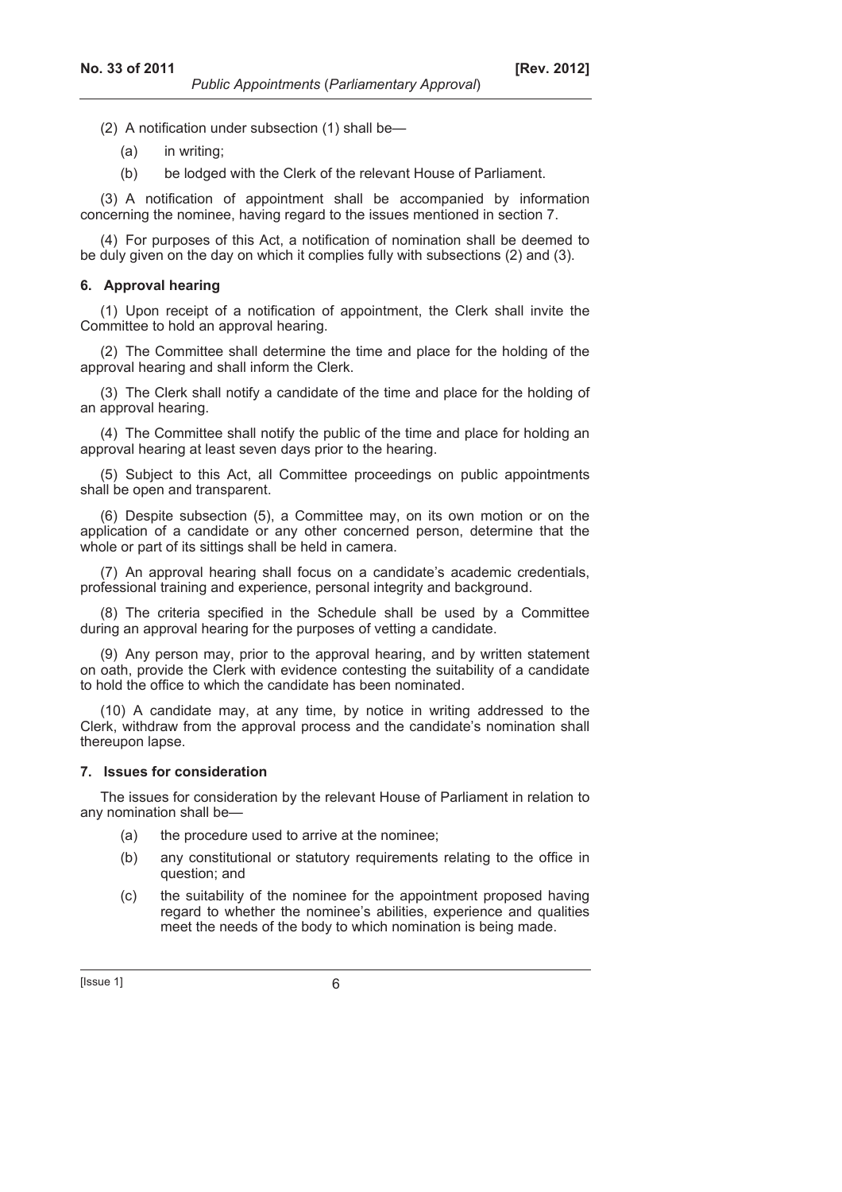(2) A notification under subsection (1) shall be—

(a) in writing;

(b) be lodged with the Clerk of the relevant House of Parliament.

(3) A notification of appointment shall be accompanied by information concerning the nominee, having regard to the issues mentioned in section 7.

(4) For purposes of this Act, a notification of nomination shall be deemed to be duly given on the day on which it complies fully with subsections (2) and (3).

**6. Approval hearing**

(1) Upon receipt of a notification of appointment, the Clerk shall invite the Committee to hold an approval hearing.

(2) The Committee shall determine the time and place for the holding of the approval hearing and shall inform the Clerk.

(3) The Clerk shall notify a candidate of the time and place for the holding of an approval hearing.

(4) The Committee shall notify the public of the time and place for holding an approval hearing at least seven days prior to the hearing.

(5) Subject to this Act, all Committee proceedings on public appointments shall be open and transparent.

(6) Despite subsection (5), a Committee may, on its own motion or on the application of a candidate or any other concerned person, determine that the whole or part of its sittings shall be held in camera.

(7) An approval hearing shall focus on a candidate's academic credentials, professional training and experience, personal integrity and background.

(8) The criteria specified in the Schedule shall be used by a Committee during an approval hearing for the purposes of vetting a candidate.

(9) Any person may, prior to the approval hearing, and by written statement on oath, provide the Clerk with evidence contesting the suitability of a candidate to hold the office to which the candidate has been nominated.

(10) A candidate may, at any time, by notice in writing addressed to the Clerk, withdraw from the approval process and the candidate's nomination shall thereupon lapse.

**7. Issues for consideration**

The issues for consideration by the relevant House of Parliament in relation to any nomination shall be—

(a) the procedure used to arrive at the nominee;

(b) any constitutional or statutory requirements relating to the office in question; and

(c) the suitability of the nominee for the appointment proposed having regard to whether the nominee's abilities, experience and qualities meet the needs of the body to which nomination is being made.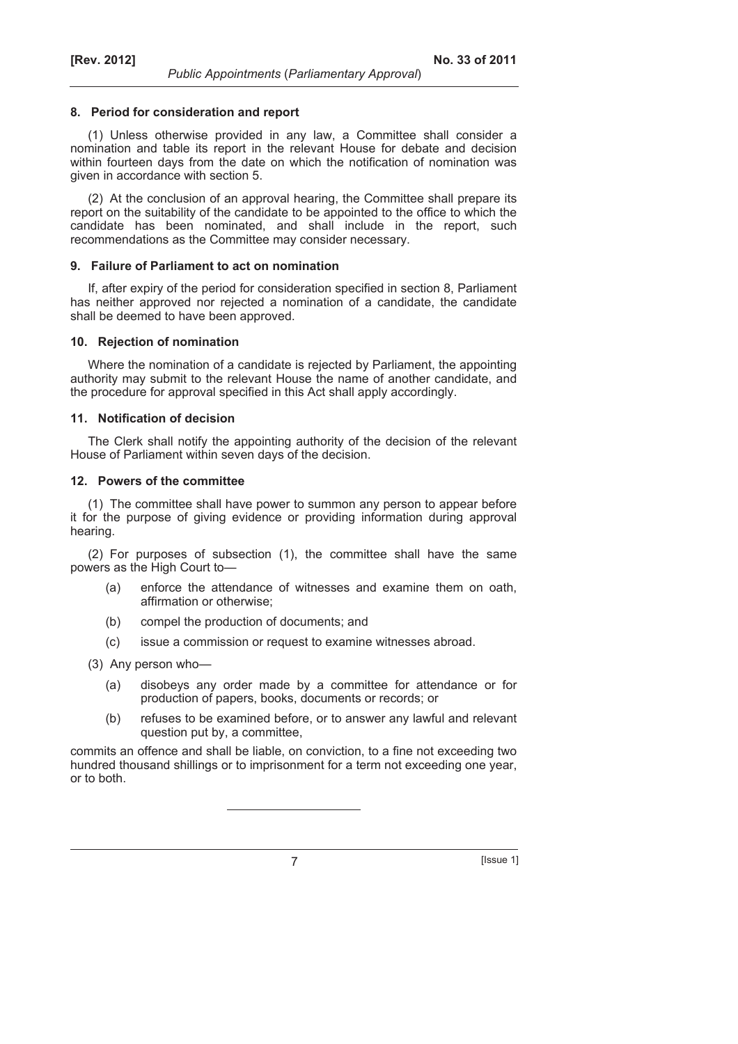### 8. Period for consideration and report

(1) Unless otherwise provided in any law, a Committee shall consider a nomination and table its report in the relevant House for debate and decision within fourteen days from the date on which the notification of nomination was given in accordance with section 5.

(2) At the conclusion of an approval hearing, the Committee shall prepare its report on the suitability of the candidate to be appointed to the office to which the candidate has been nominated, and shall include in the report, such recommendations as the Committee may consider necessary.

### 9. Failure of Parliament to act on nomination

If, after expiry of the period for consideration specified in section 8, Parliament has neither approved nor rejected a nomination of a candidate, the candidate shall be deemed to have been approved.

### 10. Rejection of nomination

Where the nomination of a candidate is rejected by Parliament, the appointing authority may submit to the relevant House the name of another candidate, and the procedure for approval specified in this Act shall apply accordingly.

### 11. Notification of decision

The Clerk shall notify the appointing authority of the decision of the relevant House of Parliament within seven days of the decision.

### 12. Powers of the committee

(1) The committee shall have power to summon any person to appear before it for the purpose of giving evidence or providing information during approval hearing.

(2) For purposes of subsection (1), the committee shall have the same powers as the High Court to—

- (a) enforce the attendance of witnesses and examine them on oath, affirmation or otherwise;
- (b) compel the production of documents; and
- (c) issue a commission or request to examine witnesses abroad.

(3) Any person who—

- (a) disobeys any order made by a committee for attendance or for production of papers, books, documents or records; or
- (b) refuses to be examined before, or to answer any lawful and relevant question put by, a committee,

commits an offence and shall be liable, on conviction, to a fine not exceeding two hundred thousand shillings or to imprisonment for a term not exceeding one year, or to both.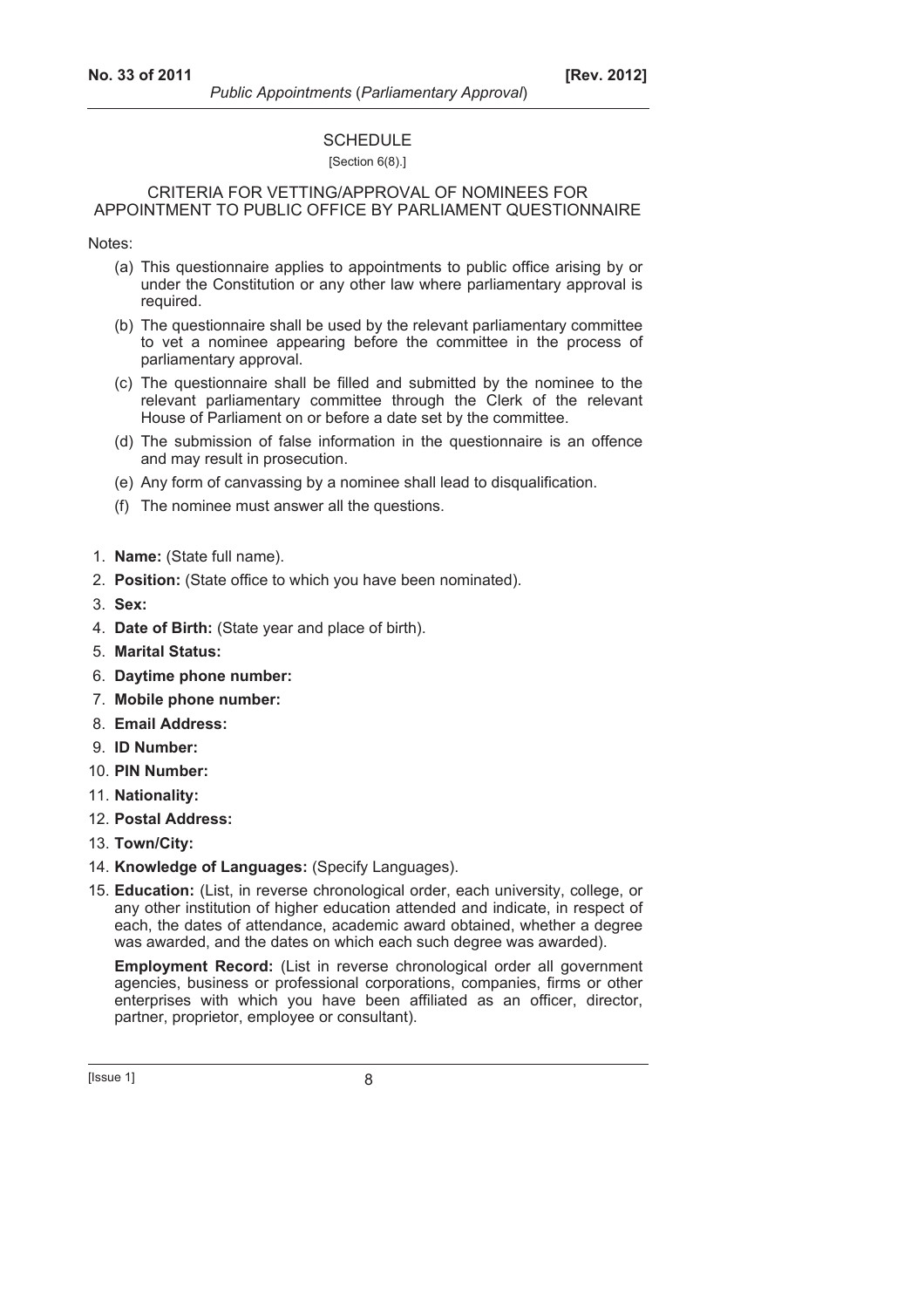## SCHEDULE

[Section 6(8).]

### CRITERIA FOR VETTING/APPROVAL OF NOMINEES FOR APPOINTMENT TO PUBLIC OFFICE BY PARLIAMENT QUESTIONNAIRE

Notes:

(a) This questionnaire applies to appointments to public office arising by or under the Constitution or any other law where parliamentary approval is required.

(b) The questionnaire shall be used by the relevant parliamentary committee to vet a nominee appearing before the committee in the process of parliamentary approval.

(c) The questionnaire shall be filled and submitted by the nominee to the relevant parliamentary committee through the Clerk of the relevant House of Parliament on or before a date set by the committee.

(d) The submission of false information in the questionnaire is an offence and may result in prosecution.

(e) Any form of canvassing by a nominee shall lead to disqualification.

(f) The nominee must answer all the questions.

1. **Name:** (State full name).
2. **Position:** (State office to which you have been nominated).
3. **Sex:**
4. **Date of Birth:** (State year and place of birth).
5. **Marital Status:**
6. **Daytime phone number:**
7. **Mobile phone number:**
8. **Email Address:**
9. **ID Number:**
10. **PIN Number:**
11. **Nationality:**
12. **Postal Address:**
13. **Town/City:**
14. **Knowledge of Languages:** (Specify Languages).
15. **Education:** (List, in reverse chronological order, each university, college, or any other institution of higher education attended and indicate, in respect of each, the dates of attendance, academic award obtained, whether a degree was awarded, and the dates on which each such degree was awarded).

    **Employment Record:** (List in reverse chronological order all government agencies, business or professional corporations, companies, firms or other enterprises with which you have been affiliated as an officer, director, partner, proprietor, employee or consultant).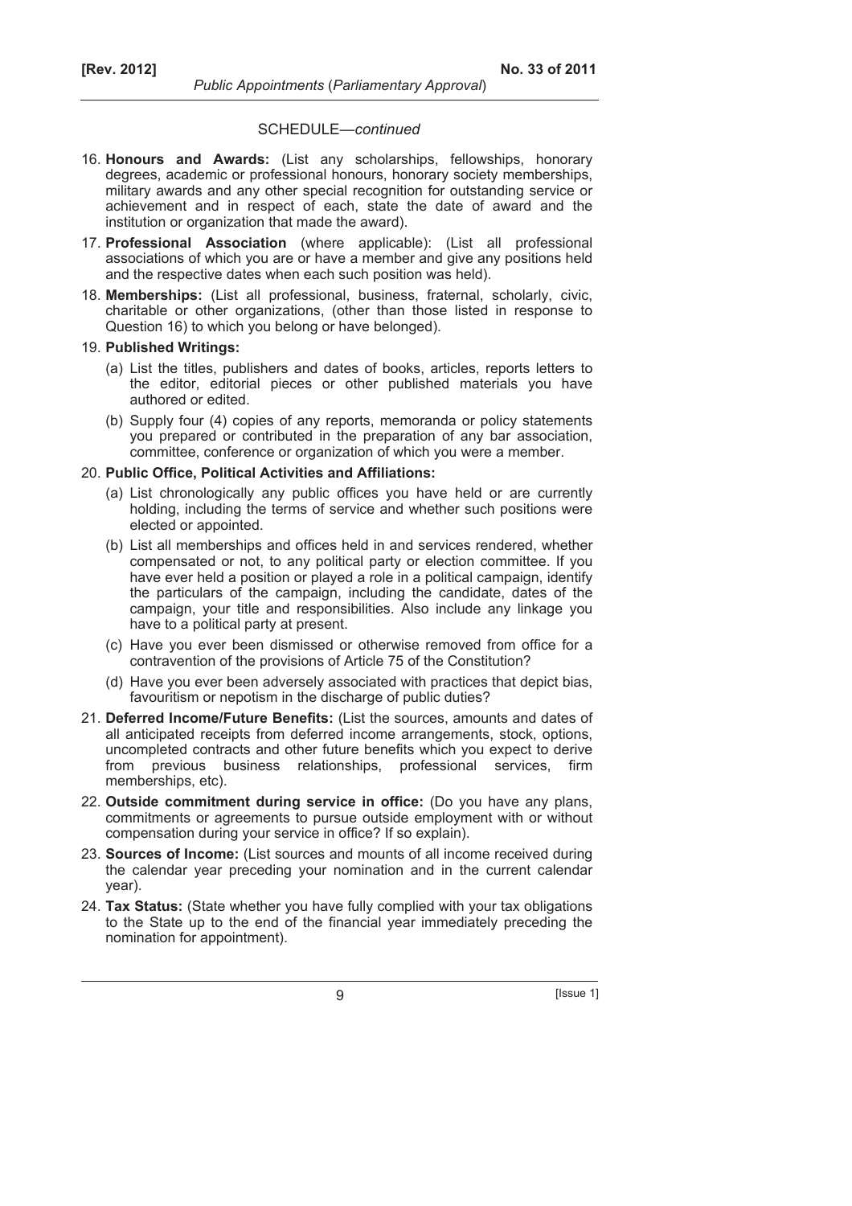SCHEDULE—*continued*

16. **Honours and Awards:** (List any scholarships, fellowships, honorary degrees, academic or professional honours, honorary society memberships, military awards and any other special recognition for outstanding service or achievement and in respect of each, state the date of award and the institution or organization that made the award).

17. **Professional Association** (where applicable): (List all professional associations of which you are or have a member and give any positions held and the respective dates when each such position was held).

18. **Memberships:** (List all professional, business, fraternal, scholarly, civic, charitable or other organizations, (other than those listed in response to Question 16) to which you belong or have belonged).

19. **Published Writings:**

    (a) List the titles, publishers and dates of books, articles, reports letters to the editor, editorial pieces or other published materials you have authored or edited.

    (b) Supply four (4) copies of any reports, memoranda or policy statements you prepared or contributed in the preparation of any bar association, committee, conference or organization of which you were a member.

20. **Public Office, Political Activities and Affiliations:**

    (a) List chronologically any public offices you have held or are currently holding, including the terms of service and whether such positions were elected or appointed.

    (b) List all memberships and offices held in and services rendered, whether compensated or not, to any political party or election committee. If you have ever held a position or played a role in a political campaign, identify the particulars of the campaign, including the candidate, dates of the campaign, your title and responsibilities. Also include any linkage you have to a political party at present.

    (c) Have you ever been dismissed or otherwise removed from office for a contravention of the provisions of Article 75 of the Constitution?

    (d) Have you ever been adversely associated with practices that depict bias, favouritism or nepotism in the discharge of public duties?

21. **Deferred Income/Future Benefits:** (List the sources, amounts and dates of all anticipated receipts from deferred income arrangements, stock, options, uncompleted contracts and other future benefits which you expect to derive from previous business relationships, professional services, firm memberships, etc).

22. **Outside commitment during service in office:** (Do you have any plans, commitments or agreements to pursue outside employment with or without compensation during your service in office? If so explain).

23. **Sources of Income:** (List sources and mounts of all income received during the calendar year preceding your nomination and in the current calendar year).

24. **Tax Status:** (State whether you have fully complied with your tax obligations to the State up to the end of the financial year immediately preceding the nomination for appointment).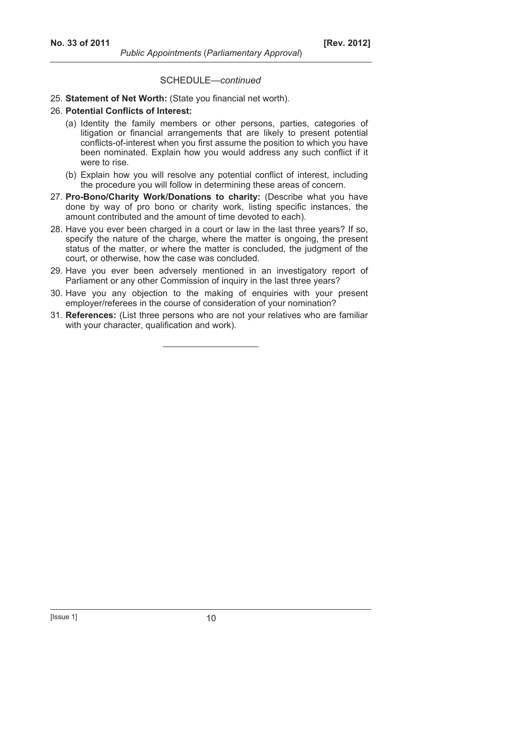SCHEDULE—*continued*

25. **Statement of Net Worth:** (State you financial net worth).
26. **Potential Conflicts of Interest:**
    (a) Identity the family members or other persons, parties, categories of litigation or financial arrangements that are likely to present potential conflicts-of-interest when you first assume the position to which you have been nominated. Explain how you would address any such conflict if it were to rise.
    (b) Explain how you will resolve any potential conflict of interest, including the procedure you will follow in determining these areas of concern.
27. **Pro-Bono/Charity Work/Donations to charity:** (Describe what you have done by way of pro bono or charity work, listing specific instances, the amount contributed and the amount of time devoted to each).
28. Have you ever been charged in a court or law in the last three years? If so, specify the nature of the charge, where the matter is ongoing, the present status of the matter, or where the matter is concluded, the judgment of the court, or otherwise, how the case was concluded.
29. Have you ever been adversely mentioned in an investigatory report of Parliament or any other Commission of inquiry in the last three years?
30. Have you any objection to the making of enquiries with your present employer/referees in the course of consideration of your nomination?
31. **References:** (List three persons who are not your relatives who are familiar with your character, qualification and work).